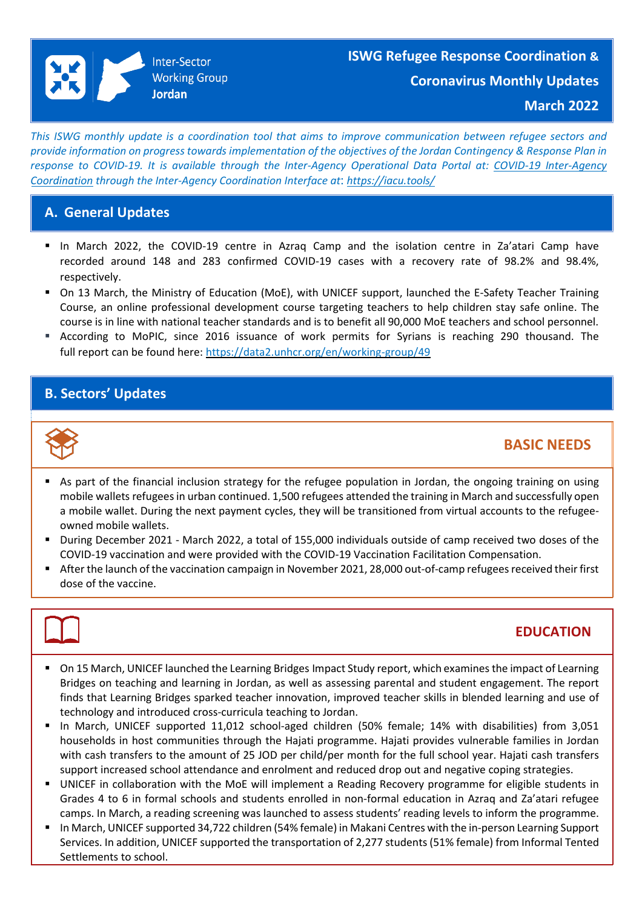Inter-Sector Working Group Jordan

# ISWG Refugee Response Coordination & Coronavirus Monthly Updates March 2022

*This ISWG monthly update is a coordination tool that aims to improve communication between refugee sectors and provide information on progress towards implementation of the objectives of the Jordan Contingency & Response Plan in response to COVID-19. It is available through the Inter-Agency Operational Data Portal at: [COVID-19 Inter-Agency Coordination](#) through the Inter-Agency Coordination Interface at: https://iacu.tools/*

## A. General Updates

- In March 2022, the COVID-19 centre in Azraq Camp and the isolation centre in Za'atari Camp have recorded around 148 and 283 confirmed COVID-19 cases with a recovery rate of 98.2% and 98.4%, respectively.
- On 13 March, the Ministry of Education (MoE), with UNICEF support, launched the E-Safety Teacher Training Course, an online professional development course targeting teachers to help children stay safe online. The course is in line with national teacher standards and is to benefit all 90,000 MoE teachers and school personnel.
- According to MoPIC, since 2016 issuance of work permits for Syrians is reaching 290 thousand. The full report can be found here: https://data2.unhcr.org/en/working-group/49

## B. Sectors' Updates

### BASIC NEEDS

- As part of the financial inclusion strategy for the refugee population in Jordan, the ongoing training on using mobile wallets refugees in urban continued. 1,500 refugees attended the training in March and successfully open a mobile wallet. During the next payment cycles, they will be transitioned from virtual accounts to the refugee-owned mobile wallets.
- During December 2021 - March 2022, a total of 155,000 individuals outside of camp received two doses of the COVID-19 vaccination and were provided with the COVID-19 Vaccination Facilitation Compensation.
- After the launch of the vaccination campaign in November 2021, 28,000 out-of-camp refugees received their first dose of the vaccine.

### EDUCATION

- On 15 March, UNICEF launched the Learning Bridges Impact Study report, which examines the impact of Learning Bridges on teaching and learning in Jordan, as well as assessing parental and student engagement. The report finds that Learning Bridges sparked teacher innovation, improved teacher skills in blended learning and use of technology and introduced cross-curricula teaching to Jordan.
- In March, UNICEF supported 11,012 school-aged children (50% female; 14% with disabilities) from 3,051 households in host communities through the Hajati programme. Hajati provides vulnerable families in Jordan with cash transfers to the amount of 25 JOD per child/per month for the full school year. Hajati cash transfers support increased school attendance and enrolment and reduced drop out and negative coping strategies.
- UNICEF in collaboration with the MoE will implement a Reading Recovery programme for eligible students in Grades 4 to 6 in formal schools and students enrolled in non-formal education in Azraq and Za'atari refugee camps. In March, a reading screening was launched to assess students' reading levels to inform the programme.
- In March, UNICEF supported 34,722 children (54% female) in Makani Centres with the in-person Learning Support Services. In addition, UNICEF supported the transportation of 2,277 students (51% female) from Informal Tented Settlements to school.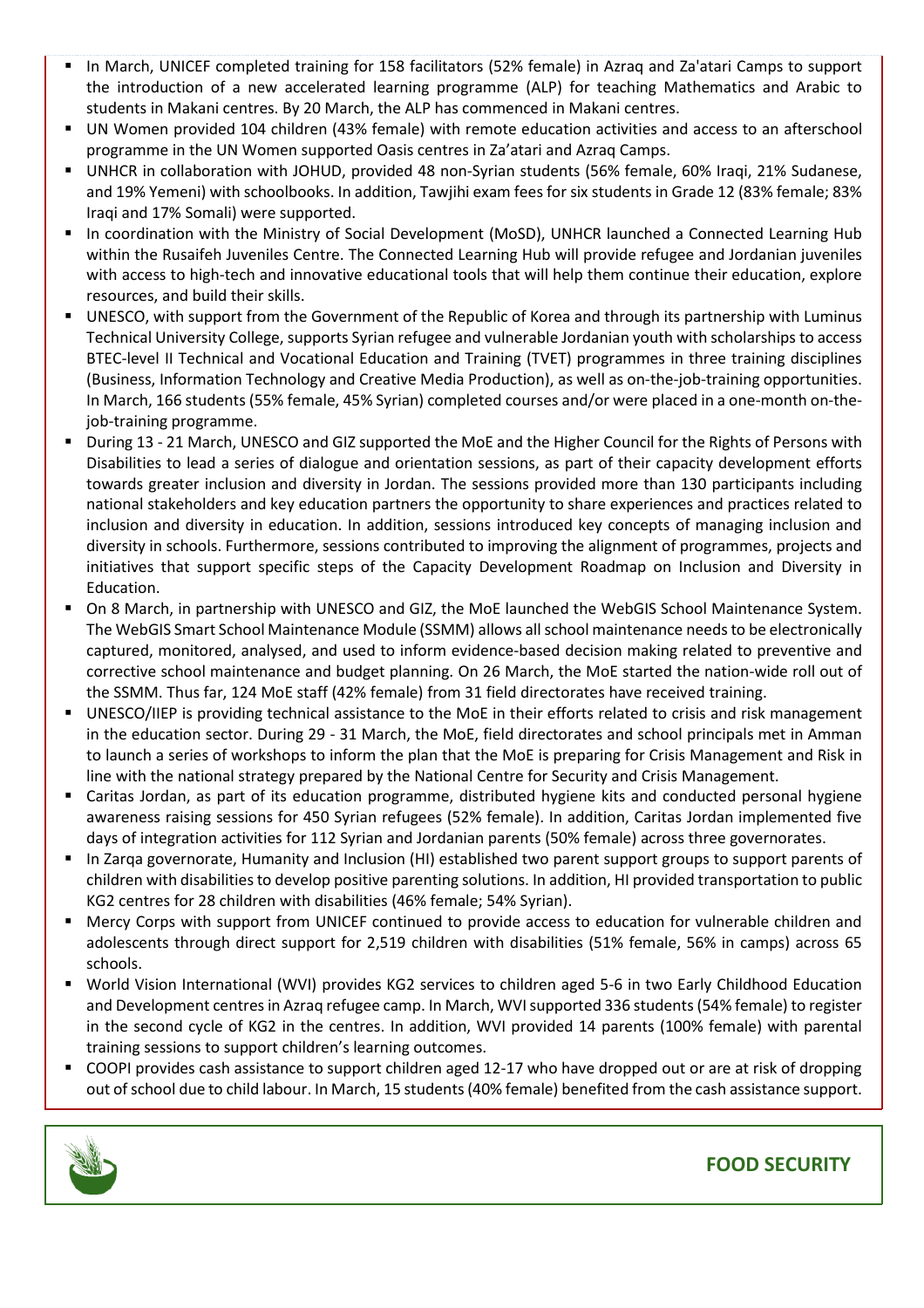- In March, UNICEF completed training for 158 facilitators (52% female) in Azraq and Za'atari Camps to support the introduction of a new accelerated learning programme (ALP) for teaching Mathematics and Arabic to students in Makani centres. By 20 March, the ALP has commenced in Makani centres.
- UN Women provided 104 children (43% female) with remote education activities and access to an afterschool programme in the UN Women supported Oasis centres in Za'atari and Azraq Camps.
- UNHCR in collaboration with JOHUD, provided 48 non-Syrian students (56% female, 60% Iraqi, 21% Sudanese, and 19% Yemeni) with schoolbooks. In addition, Tawjihi exam fees for six students in Grade 12 (83% female; 83% Iraqi and 17% Somali) were supported.
- In coordination with the Ministry of Social Development (MoSD), UNHCR launched a Connected Learning Hub within the Rusaifeh Juveniles Centre. The Connected Learning Hub will provide refugee and Jordanian juveniles with access to high-tech and innovative educational tools that will help them continue their education, explore resources, and build their skills.
- UNESCO, with support from the Government of the Republic of Korea and through its partnership with Luminus Technical University College, supports Syrian refugee and vulnerable Jordanian youth with scholarships to access BTEC-level II Technical and Vocational Education and Training (TVET) programmes in three training disciplines (Business, Information Technology and Creative Media Production), as well as on-the-job-training opportunities. In March, 166 students (55% female, 45% Syrian) completed courses and/or were placed in a one-month on-the-job-training programme.
- During 13 - 21 March, UNESCO and GIZ supported the MoE and the Higher Council for the Rights of Persons with Disabilities to lead a series of dialogue and orientation sessions, as part of their capacity development efforts towards greater inclusion and diversity in Jordan. The sessions provided more than 130 participants including national stakeholders and key education partners the opportunity to share experiences and practices related to inclusion and diversity in education. In addition, sessions introduced key concepts of managing inclusion and diversity in schools. Furthermore, sessions contributed to improving the alignment of programmes, projects and initiatives that support specific steps of the Capacity Development Roadmap on Inclusion and Diversity in Education.
- On 8 March, in partnership with UNESCO and GIZ, the MoE launched the WebGIS School Maintenance System. The WebGIS Smart School Maintenance Module (SSMM) allows all school maintenance needs to be electronically captured, monitored, analysed, and used to inform evidence-based decision making related to preventive and corrective school maintenance and budget planning. On 26 March, the MoE started the nation-wide roll out of the SSMM. Thus far, 124 MoE staff (42% female) from 31 field directorates have received training.
- UNESCO/IIEP is providing technical assistance to the MoE in their efforts related to crisis and risk management in the education sector. During 29 - 31 March, the MoE, field directorates and school principals met in Amman to launch a series of workshops to inform the plan that the MoE is preparing for Crisis Management and Risk in line with the national strategy prepared by the National Centre for Security and Crisis Management.
- Caritas Jordan, as part of its education programme, distributed hygiene kits and conducted personal hygiene awareness raising sessions for 450 Syrian refugees (52% female). In addition, Caritas Jordan implemented five days of integration activities for 112 Syrian and Jordanian parents (50% female) across three governorates.
- In Zarqa governorate, Humanity and Inclusion (HI) established two parent support groups to support parents of children with disabilities to develop positive parenting solutions. In addition, HI provided transportation to public KG2 centres for 28 children with disabilities (46% female; 54% Syrian).
- Mercy Corps with support from UNICEF continued to provide access to education for vulnerable children and adolescents through direct support for 2,519 children with disabilities (51% female, 56% in camps) across 65 schools.
- World Vision International (WVI) provides KG2 services to children aged 5-6 in two Early Childhood Education and Development centres in Azraq refugee camp. In March, WVI supported 336 students (54% female) to register in the second cycle of KG2 in the centres. In addition, WVI provided 14 parents (100% female) with parental training sessions to support children's learning outcomes.
- COOPI provides cash assistance to support children aged 12-17 who have dropped out or are at risk of dropping out of school due to child labour. In March, 15 students (40% female) benefited from the cash assistance support.

## FOOD SECURITY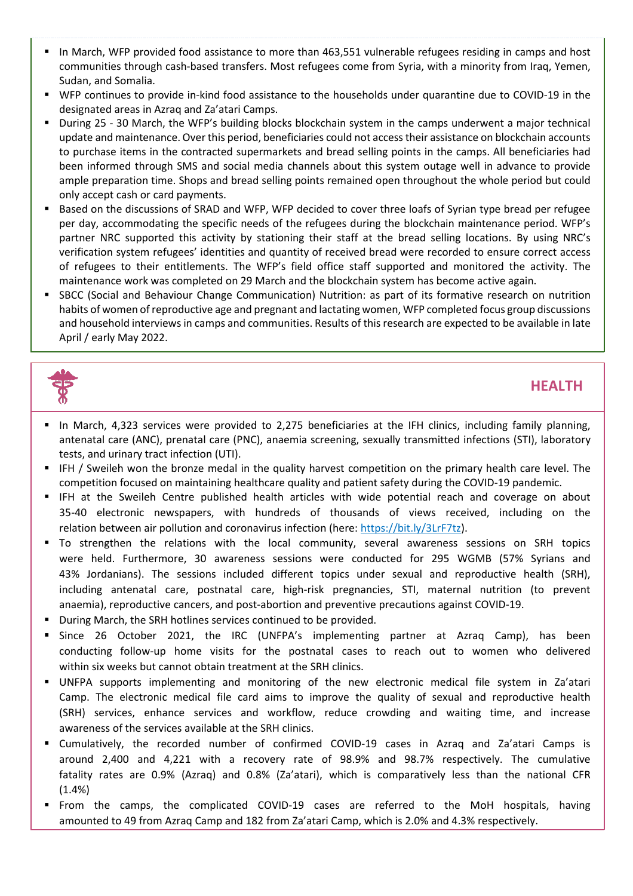- In March, WFP provided food assistance to more than 463,551 vulnerable refugees residing in camps and host communities through cash-based transfers. Most refugees come from Syria, with a minority from Iraq, Yemen, Sudan, and Somalia.
- WFP continues to provide in-kind food assistance to the households under quarantine due to COVID-19 in the designated areas in Azraq and Za'atari Camps.
- During 25 - 30 March, the WFP's building blocks blockchain system in the camps underwent a major technical update and maintenance. Over this period, beneficiaries could not access their assistance on blockchain accounts to purchase items in the contracted supermarkets and bread selling points in the camps. All beneficiaries had been informed through SMS and social media channels about this system outage well in advance to provide ample preparation time. Shops and bread selling points remained open throughout the whole period but could only accept cash or card payments.
- Based on the discussions of SRAD and WFP, WFP decided to cover three loafs of Syrian type bread per refugee per day, accommodating the specific needs of the refugees during the blockchain maintenance period. WFP's partner NRC supported this activity by stationing their staff at the bread selling locations. By using NRC's verification system refugees' identities and quantity of received bread were recorded to ensure correct access of refugees to their entitlements. The WFP's field office staff supported and monitored the activity. The maintenance work was completed on 29 March and the blockchain system has become active again.
- SBCC (Social and Behaviour Change Communication) Nutrition: as part of its formative research on nutrition habits of women of reproductive age and pregnant and lactating women, WFP completed focus group discussions and household interviews in camps and communities. Results of this research are expected to be available in late April / early May 2022.

## HEALTH

- In March, 4,323 services were provided to 2,275 beneficiaries at the IFH clinics, including family planning, antenatal care (ANC), prenatal care (PNC), anaemia screening, sexually transmitted infections (STI), laboratory tests, and urinary tract infection (UTI).
- IFH / Sweileh won the bronze medal in the quality harvest competition on the primary health care level. The competition focused on maintaining healthcare quality and patient safety during the COVID-19 pandemic.
- IFH at the Sweileh Centre published health articles with wide potential reach and coverage on about 35-40 electronic newspapers, with hundreds of thousands of views received, including on the relation between air pollution and coronavirus infection (here: https://bit.ly/3LrF7tz).
- To strengthen the relations with the local community, several awareness sessions on SRH topics were held. Furthermore, 30 awareness sessions were conducted for 295 WGMB (57% Syrians and 43% Jordanians). The sessions included different topics under sexual and reproductive health (SRH), including antenatal care, postnatal care, high-risk pregnancies, STI, maternal nutrition (to prevent anaemia), reproductive cancers, and post-abortion and preventive precautions against COVID-19.
- During March, the SRH hotlines services continued to be provided.
- Since 26 October 2021, the IRC (UNFPA's implementing partner at Azraq Camp), has been conducting follow-up home visits for the postnatal cases to reach out to women who delivered within six weeks but cannot obtain treatment at the SRH clinics.
- UNFPA supports implementing and monitoring of the new electronic medical file system in Za'atari Camp. The electronic medical file card aims to improve the quality of sexual and reproductive health (SRH) services, enhance services and workflow, reduce crowding and waiting time, and increase awareness of the services available at the SRH clinics.
- Cumulatively, the recorded number of confirmed COVID-19 cases in Azraq and Za'atari Camps is around 2,400 and 4,221 with a recovery rate of 98.9% and 98.7% respectively. The cumulative fatality rates are 0.9% (Azraq) and 0.8% (Za'atari), which is comparatively less than the national CFR (1.4%)
- From the camps, the complicated COVID-19 cases are referred to the MoH hospitals, having amounted to 49 from Azraq Camp and 182 from Za'atari Camp, which is 2.0% and 4.3% respectively.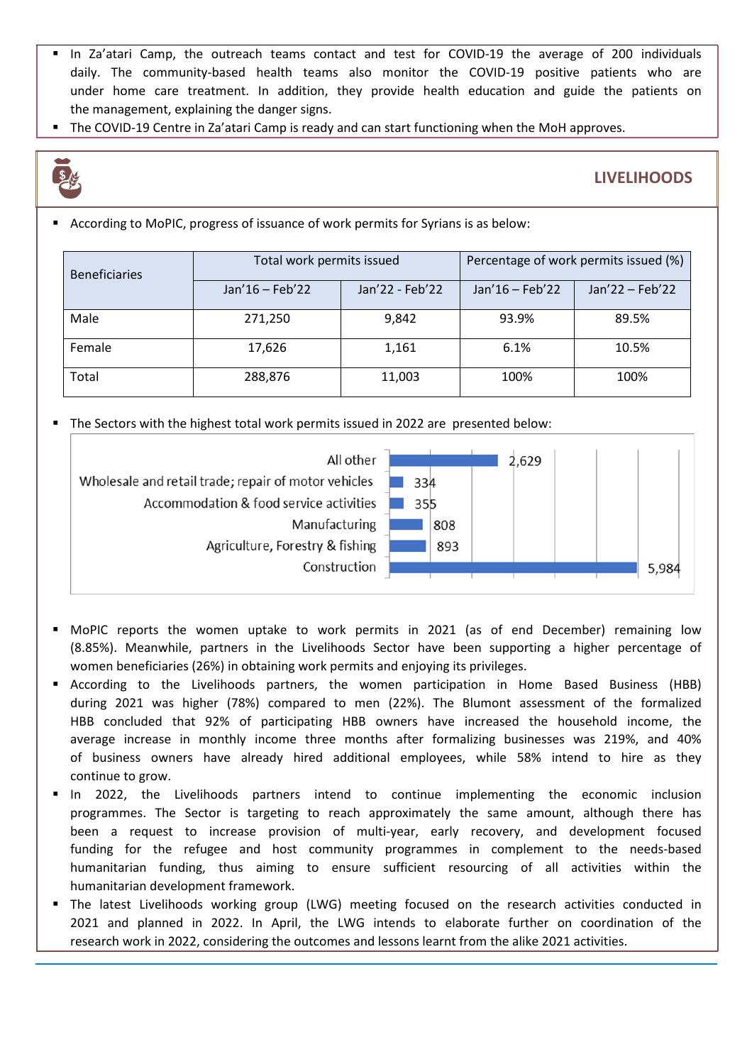- In Za'atari Camp, the outreach teams contact and test for COVID-19 the average of 200 individuals daily. The community-based health teams also monitor the COVID-19 positive patients who are under home care treatment. In addition, they provide health education and guide the patients on the management, explaining the danger signs.
- The COVID-19 Centre in Za'atari Camp is ready and can start functioning when the MoH approves.

## LIVELIHOODS

- According to MoPIC, progress of issuance of work permits for Syrians is as below:

| Beneficiaries | Total work permits issued | | Percentage of work permits issued (%) | |
|---|---|---|---|---|
| | Jan'16 – Feb'22 | Jan'22 - Feb'22 | Jan'16 – Feb'22 | Jan'22 – Feb'22 |
| Male | 271,250 | 9,842 | 93.9% | 89.5% |
| Female | 17,626 | 1,161 | 6.1% | 10.5% |
| Total | 288,876 | 11,003 | 100% | 100% |

- The Sectors with the highest total work permits issued in 2022 are presented below:

| Sector | Work permits |
|---|---|
| All other | 2,629 |
| Wholesale and retail trade; repair of motor vehicles | 334 |
| Accommodation & food service activities | 355 |
| Manufacturing | 808 |
| Agriculture, Forestry & fishing | 893 |
| Construction | 5,984 |

- MoPIC reports the women uptake to work permits in 2021 (as of end December) remaining low (8.85%). Meanwhile, partners in the Livelihoods Sector have been supporting a higher percentage of women beneficiaries (26%) in obtaining work permits and enjoying its privileges.
- According to the Livelihoods partners, the women participation in Home Based Business (HBB) during 2021 was higher (78%) compared to men (22%). The Blumont assessment of the formalized HBB concluded that 92% of participating HBB owners have increased the household income, the average increase in monthly income three months after formalizing businesses was 219%, and 40% of business owners have already hired additional employees, while 58% intend to hire as they continue to grow.
- In 2022, the Livelihoods partners intend to continue implementing the economic inclusion programmes. The Sector is targeting to reach approximately the same amount, although there has been a request to increase provision of multi-year, early recovery, and development focused funding for the refugee and host community programmes in complement to the needs-based humanitarian funding, thus aiming to ensure sufficient resourcing of all activities within the humanitarian development framework.
- The latest Livelihoods working group (LWG) meeting focused on the research activities conducted in 2021 and planned in 2022. In April, the LWG intends to elaborate further on coordination of the research work in 2022, considering the outcomes and lessons learnt from the alike 2021 activities.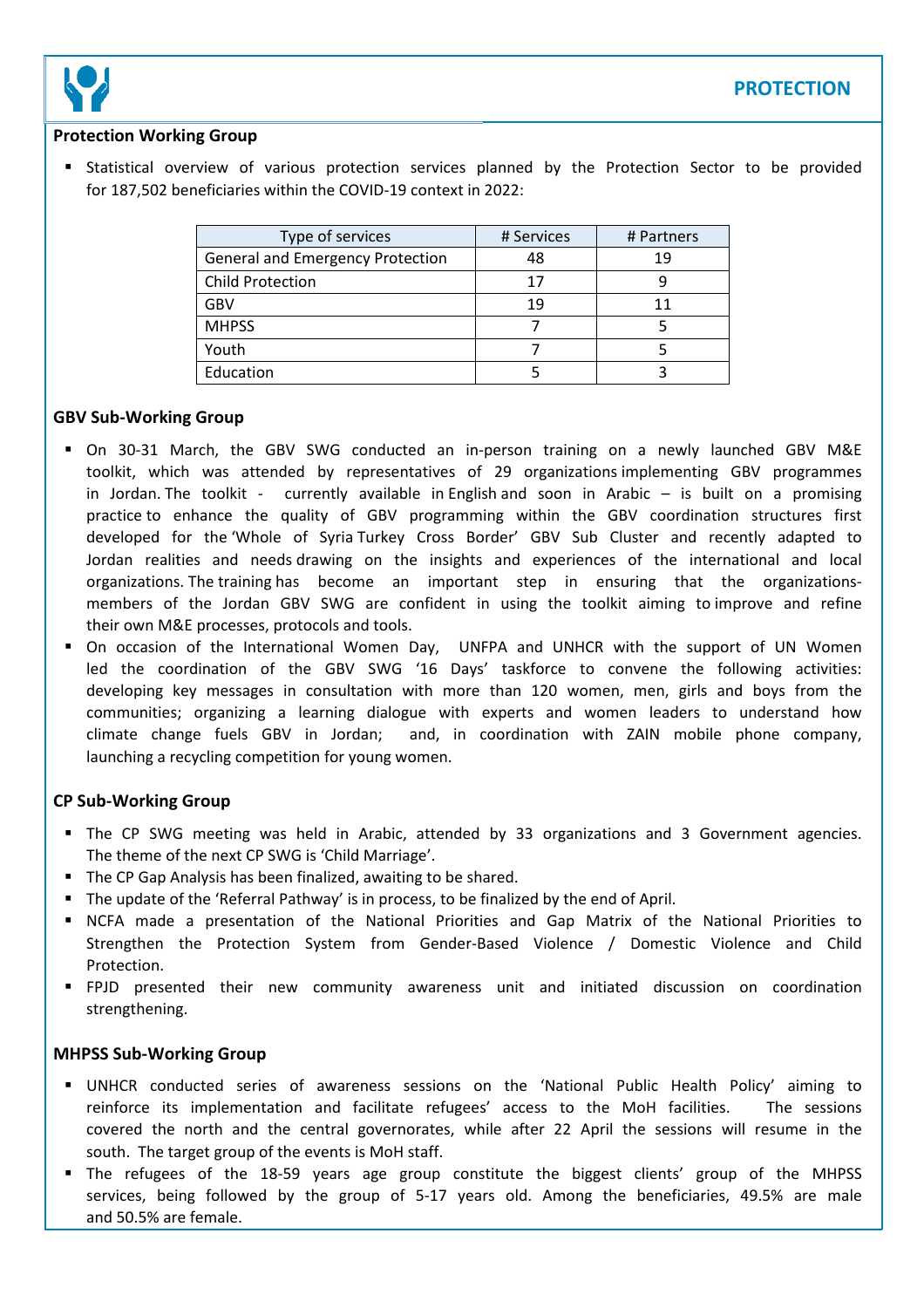# PROTECTION

## Protection Working Group

- Statistical overview of various protection services planned by the Protection Sector to be provided for 187,502 beneficiaries within the COVID-19 context in 2022:

| Type of services | # Services | # Partners |
|---|---|---|
| General and Emergency Protection | 48 | 19 |
| Child Protection | 17 | 9 |
| GBV | 19 | 11 |
| MHPSS | 7 | 5 |
| Youth | 7 | 5 |
| Education | 5 | 3 |

## GBV Sub-Working Group

- On 30-31 March, the GBV SWG conducted an in-person training on a newly launched GBV M&E toolkit, which was attended by representatives of 29 organizations implementing GBV programmes in Jordan. The toolkit - currently available in English and soon in Arabic – is built on a promising practice to enhance the quality of GBV programming within the GBV coordination structures first developed for the 'Whole of Syria Turkey Cross Border' GBV Sub Cluster and recently adapted to Jordan realities and needs drawing on the insights and experiences of the international and local organizations. The training has become an important step in ensuring that the organizations-members of the Jordan GBV SWG are confident in using the toolkit aiming to improve and refine their own M&E processes, protocols and tools.
- On occasion of the International Women Day, UNFPA and UNHCR with the support of UN Women led the coordination of the GBV SWG '16 Days' taskforce to convene the following activities: developing key messages in consultation with more than 120 women, men, girls and boys from the communities; organizing a learning dialogue with experts and women leaders to understand how climate change fuels GBV in Jordan; and, in coordination with ZAIN mobile phone company, launching a recycling competition for young women.

## CP Sub-Working Group

- The CP SWG meeting was held in Arabic, attended by 33 organizations and 3 Government agencies. The theme of the next CP SWG is 'Child Marriage'.
- The CP Gap Analysis has been finalized, awaiting to be shared.
- The update of the 'Referral Pathway' is in process, to be finalized by the end of April.
- NCFA made a presentation of the National Priorities and Gap Matrix of the National Priorities to Strengthen the Protection System from Gender-Based Violence / Domestic Violence and Child Protection.
- FPJD presented their new community awareness unit and initiated discussion on coordination strengthening.

## MHPSS Sub-Working Group

- UNHCR conducted series of awareness sessions on the 'National Public Health Policy' aiming to reinforce its implementation and facilitate refugees' access to the MoH facilities. The sessions covered the north and the central governorates, while after 22 April the sessions will resume in the south. The target group of the events is MoH staff.
- The refugees of the 18-59 years age group constitute the biggest clients' group of the MHPSS services, being followed by the group of 5-17 years old. Among the beneficiaries, 49.5% are male and 50.5% are female.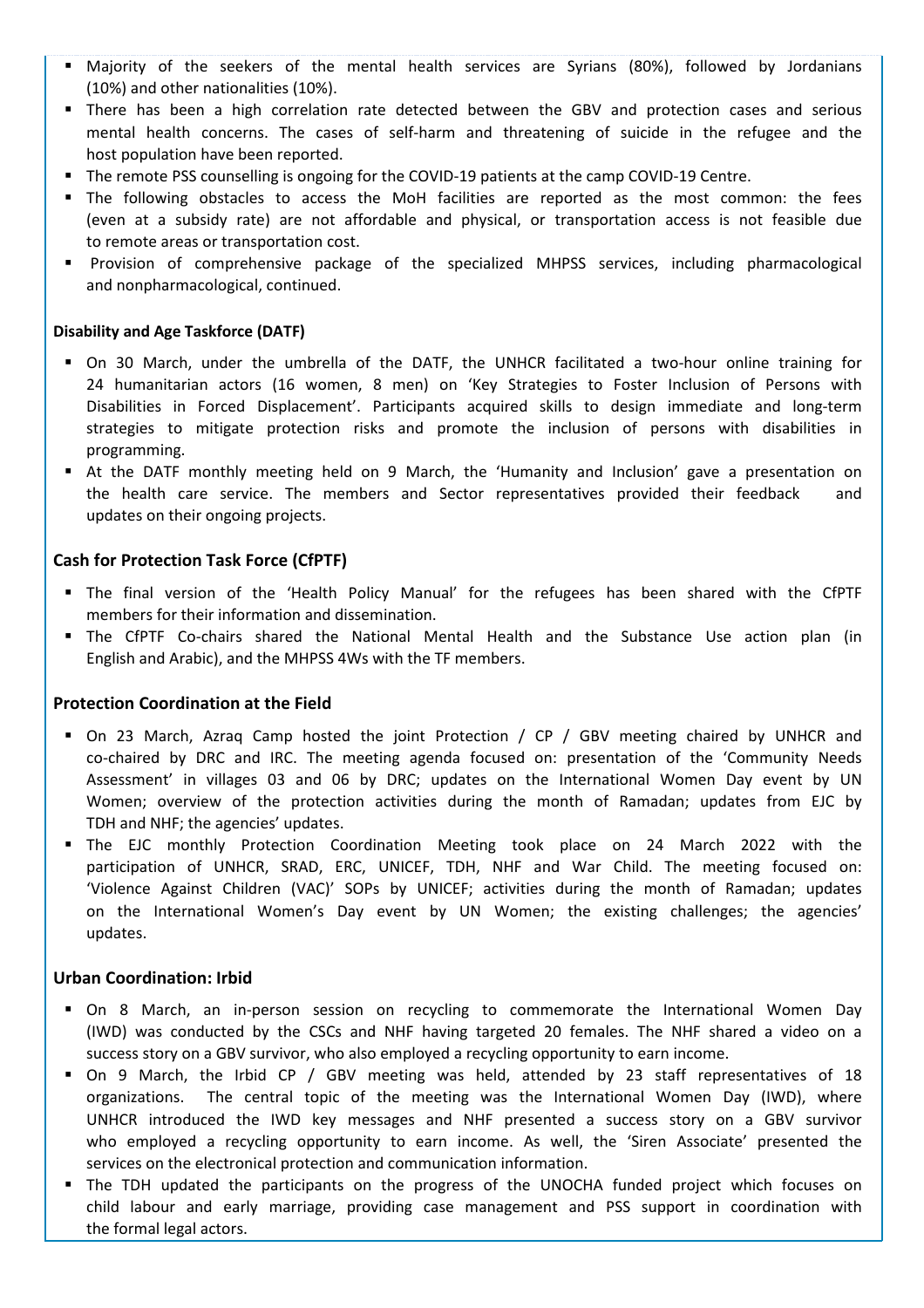- Majority of the seekers of the mental health services are Syrians (80%), followed by Jordanians (10%) and other nationalities (10%).
- There has been a high correlation rate detected between the GBV and protection cases and serious mental health concerns. The cases of self-harm and threatening of suicide in the refugee and the host population have been reported.
- The remote PSS counselling is ongoing for the COVID-19 patients at the camp COVID-19 Centre.
- The following obstacles to access the MoH facilities are reported as the most common: the fees (even at a subsidy rate) are not affordable and physical, or transportation access is not feasible due to remote areas or transportation cost.
- Provision of comprehensive package of the specialized MHPSS services, including pharmacological and nonpharmacological, continued.

**Disability and Age Taskforce (DATF)**

- On 30 March, under the umbrella of the DATF, the UNHCR facilitated a two-hour online training for 24 humanitarian actors (16 women, 8 men) on 'Key Strategies to Foster Inclusion of Persons with Disabilities in Forced Displacement'. Participants acquired skills to design immediate and long-term strategies to mitigate protection risks and promote the inclusion of persons with disabilities in programming.
- At the DATF monthly meeting held on 9 March, the 'Humanity and Inclusion' gave a presentation on the health care service. The members and Sector representatives provided their feedback and updates on their ongoing projects.

**Cash for Protection Task Force (CfPTF)**

- The final version of the 'Health Policy Manual' for the refugees has been shared with the CfPTF members for their information and dissemination.
- The CfPTF Co-chairs shared the National Mental Health and the Substance Use action plan (in English and Arabic), and the MHPSS 4Ws with the TF members.

**Protection Coordination at the Field**

- On 23 March, Azraq Camp hosted the joint Protection / CP / GBV meeting chaired by UNHCR and co-chaired by DRC and IRC. The meeting agenda focused on: presentation of the 'Community Needs Assessment' in villages 03 and 06 by DRC; updates on the International Women Day event by UN Women; overview of the protection activities during the month of Ramadan; updates from EJC by TDH and NHF; the agencies' updates.
- The EJC monthly Protection Coordination Meeting took place on 24 March 2022 with the participation of UNHCR, SRAD, ERC, UNICEF, TDH, NHF and War Child. The meeting focused on: 'Violence Against Children (VAC)' SOPs by UNICEF; activities during the month of Ramadan; updates on the International Women's Day event by UN Women; the existing challenges; the agencies' updates.

**Urban Coordination: Irbid**

- On 8 March, an in-person session on recycling to commemorate the International Women Day (IWD) was conducted by the CSCs and NHF having targeted 20 females. The NHF shared a video on a success story on a GBV survivor, who also employed a recycling opportunity to earn income.
- On 9 March, the Irbid CP / GBV meeting was held, attended by 23 staff representatives of 18 organizations. The central topic of the meeting was the International Women Day (IWD), where UNHCR introduced the IWD key messages and NHF presented a success story on a GBV survivor who employed a recycling opportunity to earn income. As well, the 'Siren Associate' presented the services on the electronical protection and communication information.
- The TDH updated the participants on the progress of the UNOCHA funded project which focuses on child labour and early marriage, providing case management and PSS support in coordination with the formal legal actors.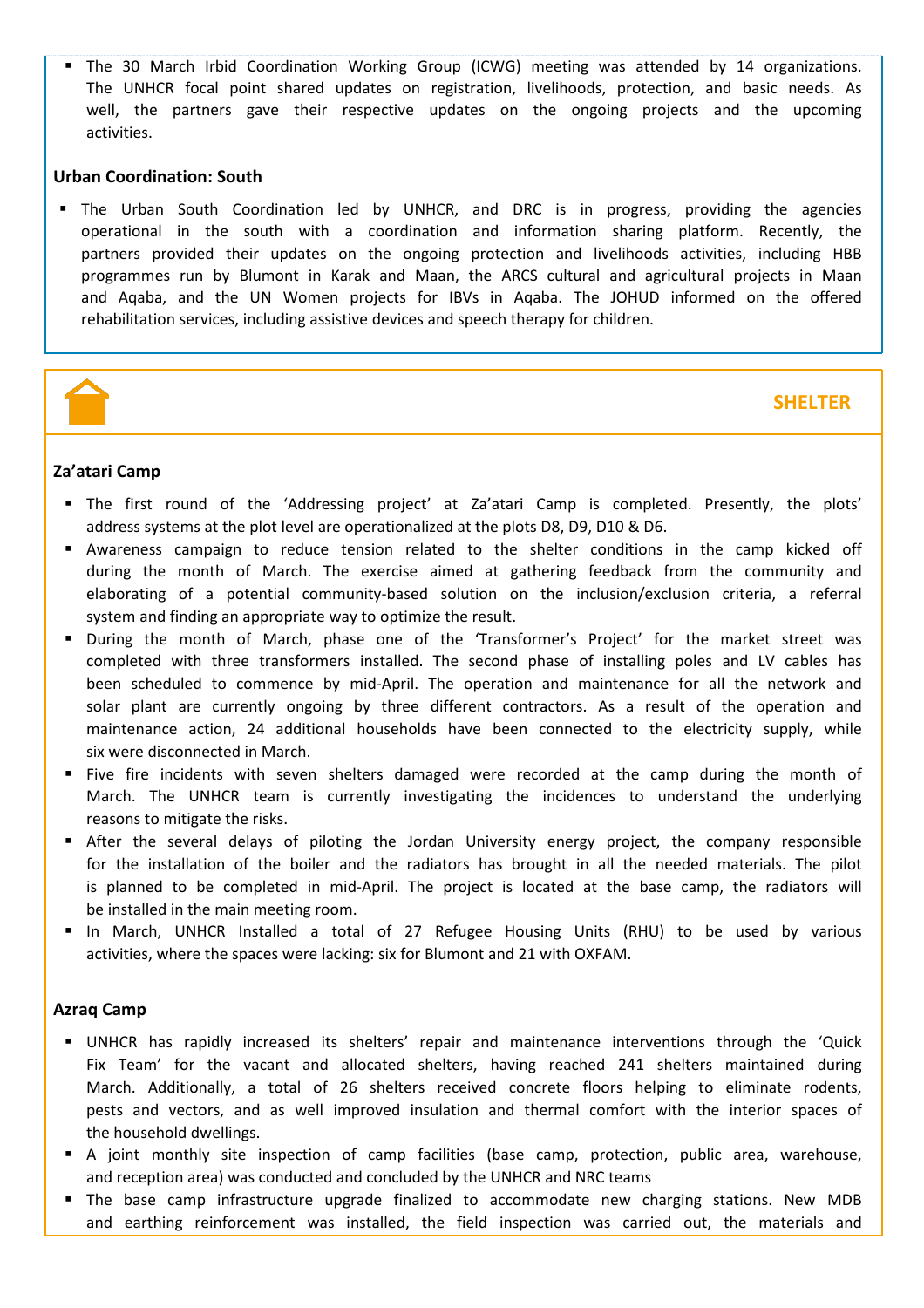- The 30 March Irbid Coordination Working Group (ICWG) meeting was attended by 14 organizations. The UNHCR focal point shared updates on registration, livelihoods, protection, and basic needs. As well, the partners gave their respective updates on the ongoing projects and the upcoming activities.

**Urban Coordination: South**

- The Urban South Coordination led by UNHCR, and DRC is in progress, providing the agencies operational in the south with a coordination and information sharing platform. Recently, the partners provided their updates on the ongoing protection and livelihoods activities, including HBB programmes run by Blumont in Karak and Maan, the ARCS cultural and agricultural projects in Maan and Aqaba, and the UN Women projects for IBVs in Aqaba. The JOHUD informed on the offered rehabilitation services, including assistive devices and speech therapy for children.

## SHELTER

**Za'atari Camp**

- The first round of the 'Addressing project' at Za'atari Camp is completed. Presently, the plots' address systems at the plot level are operationalized at the plots D8, D9, D10 & D6.
- Awareness campaign to reduce tension related to the shelter conditions in the camp kicked off during the month of March. The exercise aimed at gathering feedback from the community and elaborating of a potential community-based solution on the inclusion/exclusion criteria, a referral system and finding an appropriate way to optimize the result.
- During the month of March, phase one of the 'Transformer's Project' for the market street was completed with three transformers installed. The second phase of installing poles and LV cables has been scheduled to commence by mid-April. The operation and maintenance for all the network and solar plant are currently ongoing by three different contractors. As a result of the operation and maintenance action, 24 additional households have been connected to the electricity supply, while six were disconnected in March.
- Five fire incidents with seven shelters damaged were recorded at the camp during the month of March. The UNHCR team is currently investigating the incidences to understand the underlying reasons to mitigate the risks.
- After the several delays of piloting the Jordan University energy project, the company responsible for the installation of the boiler and the radiators has brought in all the needed materials. The pilot is planned to be completed in mid-April. The project is located at the base camp, the radiators will be installed in the main meeting room.
- In March, UNHCR Installed a total of 27 Refugee Housing Units (RHU) to be used by various activities, where the spaces were lacking: six for Blumont and 21 with OXFAM.

**Azraq Camp**

- UNHCR has rapidly increased its shelters' repair and maintenance interventions through the 'Quick Fix Team' for the vacant and allocated shelters, having reached 241 shelters maintained during March. Additionally, a total of 26 shelters received concrete floors helping to eliminate rodents, pests and vectors, and as well improved insulation and thermal comfort with the interior spaces of the household dwellings.
- A joint monthly site inspection of camp facilities (base camp, protection, public area, warehouse, and reception area) was conducted and concluded by the UNHCR and NRC teams
- The base camp infrastructure upgrade finalized to accommodate new charging stations. New MDB and earthing reinforcement was installed, the field inspection was carried out, the materials and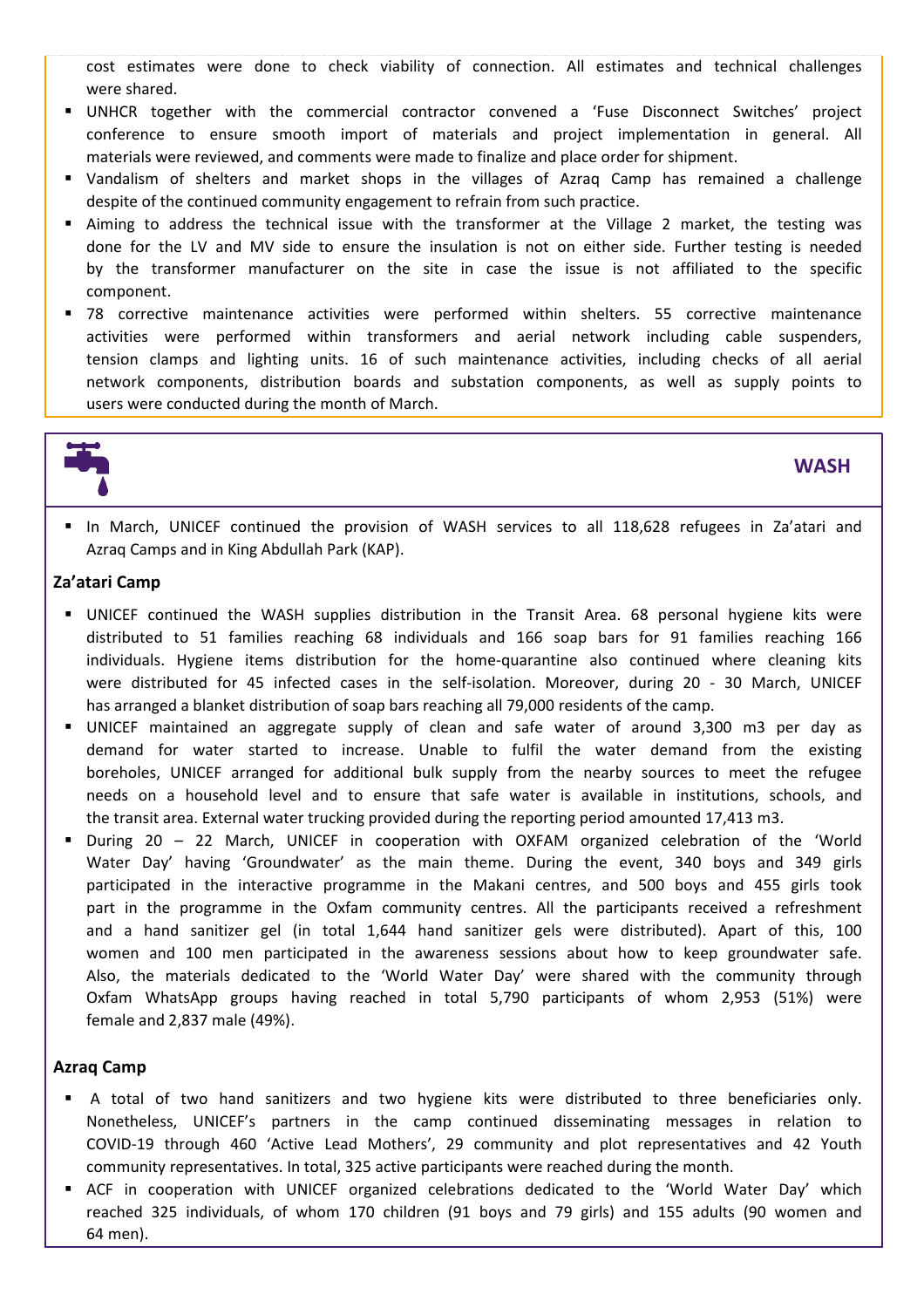cost estimates were done to check viability of connection. All estimates and technical challenges were shared.

- UNHCR together with the commercial contractor convened a 'Fuse Disconnect Switches' project conference to ensure smooth import of materials and project implementation in general. All materials were reviewed, and comments were made to finalize and place order for shipment.
- Vandalism of shelters and market shops in the villages of Azraq Camp has remained a challenge despite of the continued community engagement to refrain from such practice.
- Aiming to address the technical issue with the transformer at the Village 2 market, the testing was done for the LV and MV side to ensure the insulation is not on either side. Further testing is needed by the transformer manufacturer on the site in case the issue is not affiliated to the specific component.
- 78 corrective maintenance activities were performed within shelters. 55 corrective maintenance activities were performed within transformers and aerial network including cable suspenders, tension clamps and lighting units. 16 of such maintenance activities, including checks of all aerial network components, distribution boards and substation components, as well as supply points to users were conducted during the month of March.

## WASH

- In March, UNICEF continued the provision of WASH services to all 118,628 refugees in Za'atari and Azraq Camps and in King Abdullah Park (KAP).

### Za'atari Camp

- UNICEF continued the WASH supplies distribution in the Transit Area. 68 personal hygiene kits were distributed to 51 families reaching 68 individuals and 166 soap bars for 91 families reaching 166 individuals. Hygiene items distribution for the home-quarantine also continued where cleaning kits were distributed for 45 infected cases in the self-isolation. Moreover, during 20 - 30 March, UNICEF has arranged a blanket distribution of soap bars reaching all 79,000 residents of the camp.
- UNICEF maintained an aggregate supply of clean and safe water of around 3,300 m3 per day as demand for water started to increase. Unable to fulfil the water demand from the existing boreholes, UNICEF arranged for additional bulk supply from the nearby sources to meet the refugee needs on a household level and to ensure that safe water is available in institutions, schools, and the transit area. External water trucking provided during the reporting period amounted 17,413 m3.
- During 20 – 22 March, UNICEF in cooperation with OXFAM organized celebration of the 'World Water Day' having 'Groundwater' as the main theme. During the event, 340 boys and 349 girls participated in the interactive programme in the Makani centres, and 500 boys and 455 girls took part in the programme in the Oxfam community centres. All the participants received a refreshment and a hand sanitizer gel (in total 1,644 hand sanitizer gels were distributed). Apart of this, 100 women and 100 men participated in the awareness sessions about how to keep groundwater safe. Also, the materials dedicated to the 'World Water Day' were shared with the community through Oxfam WhatsApp groups having reached in total 5,790 participants of whom 2,953 (51%) were female and 2,837 male (49%).

### Azraq Camp

- A total of two hand sanitizers and two hygiene kits were distributed to three beneficiaries only. Nonetheless, UNICEF's partners in the camp continued disseminating messages in relation to COVID-19 through 460 'Active Lead Mothers', 29 community and plot representatives and 42 Youth community representatives. In total, 325 active participants were reached during the month.
- ACF in cooperation with UNICEF organized celebrations dedicated to the 'World Water Day' which reached 325 individuals, of whom 170 children (91 boys and 79 girls) and 155 adults (90 women and 64 men).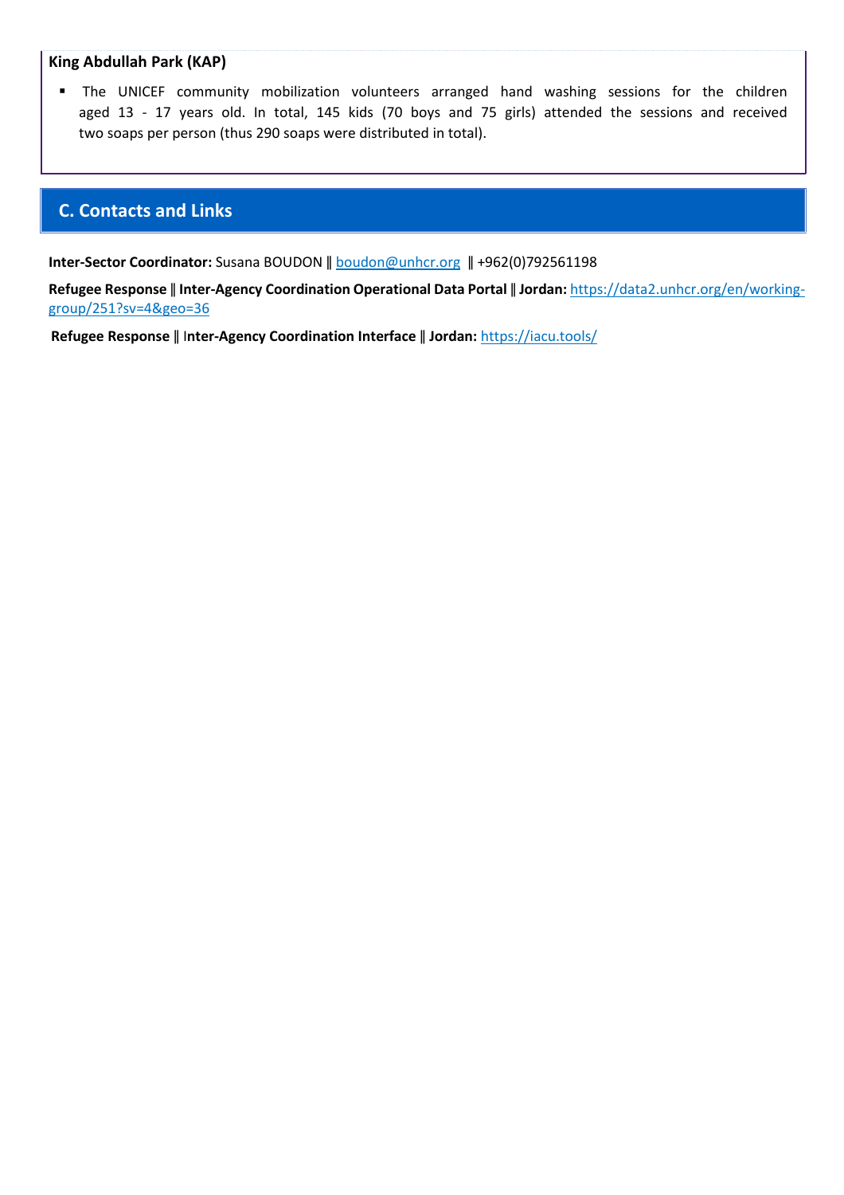**King Abdullah Park (KAP)**

- The UNICEF community mobilization volunteers arranged hand washing sessions for the children aged 13 - 17 years old. In total, 145 kids (70 boys and 75 girls) attended the sessions and received two soaps per person (thus 290 soaps were distributed in total).

## C. Contacts and Links

**Inter-Sector Coordinator:** Susana BOUDON ‖ boudon@unhcr.org ‖ +962(0)792561198

**Refugee Response ‖ Inter-Agency Coordination Operational Data Portal ‖ Jordan:** https://data2.unhcr.org/en/working-group/251?sv=4&geo=36

**Refugee Response ‖ Inter-Agency Coordination Interface ‖ Jordan:** https://iacu.tools/